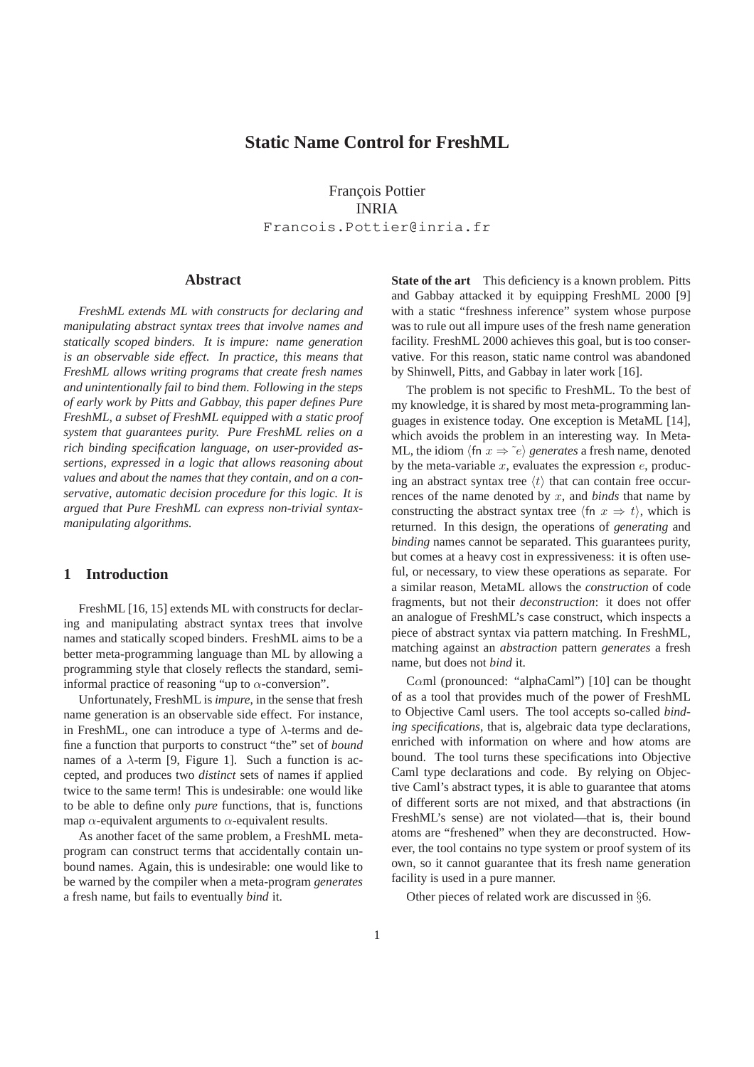# Static Name Control for FreshML

François Pottier
INRIA
Francois.Pottier@inria.fr

## Abstract

*FreshML extends ML with constructs for declaring and manipulating abstract syntax trees that involve names and statically scoped binders. It is impure: name generation is an observable side effect. In practice, this means that FreshML allows writing programs that create fresh names and unintentionally fail to bind them. Following in the steps of early work by Pitts and Gabbay, this paper defines Pure FreshML, a subset of FreshML equipped with a static proof system that guarantees purity. Pure FreshML relies on a rich binding specification language, on user-provided assertions, expressed in a logic that allows reasoning about values and about the names that they contain, and on a conservative, automatic decision procedure for this logic. It is argued that Pure FreshML can express non-trivial syntax-manipulating algorithms.*

## 1 Introduction

FreshML [16, 15] extends ML with constructs for declaring and manipulating abstract syntax trees that involve names and statically scoped binders. FreshML aims to be a better meta-programming language than ML by allowing a programming style that closely reflects the standard, semi-informal practice of reasoning "up to $\alpha$-conversion".

Unfortunately, FreshML is *impure*, in the sense that fresh name generation is an observable side effect. For instance, in FreshML, one can introduce a type of $\lambda$-terms and define a function that purports to construct "the" set of *bound* names of a $\lambda$-term [9, Figure 1]. Such a function is accepted, and produces two *distinct* sets of names if applied twice to the same term! This is undesirable: one would like to be able to define only *pure* functions, that is, functions map $\alpha$-equivalent arguments to $\alpha$-equivalent results.

As another facet of the same problem, a FreshML meta-program can construct terms that accidentally contain unbound names. Again, this is undesirable: one would like to be warned by the compiler when a meta-program *generates* a fresh name, but fails to eventually *bind* it.

**State of the art** This deficiency is a known problem. Pitts and Gabbay attacked it by equipping FreshML 2000 [9] with a static "freshness inference" system whose purpose was to rule out all impure uses of the fresh name generation facility. FreshML 2000 achieves this goal, but is too conservative. For this reason, static name control was abandoned by Shinwell, Pitts, and Gabbay in later work [16].

The problem is not specific to FreshML. To the best of my knowledge, it is shared by most meta-programming languages in existence today. One exception is MetaML [14], which avoids the problem in an interesting way. In MetaML, the idiom $\langle \mathsf{fn}\ x \Rightarrow \tilde{\ } e\rangle$ *generates* a fresh name, denoted by the meta-variable $x$, evaluates the expression $e$, producing an abstract syntax tree $\langle t\rangle$ that can contain free occurrences of the name denoted by $x$, and *binds* that name by constructing the abstract syntax tree $\langle \mathsf{fn}\ x \Rightarrow t\rangle$, which is returned. In this design, the operations of *generating* and *binding* names cannot be separated. This guarantees purity, but comes at a heavy cost in expressiveness: it is often useful, or necessary, to view these operations as separate. For a similar reason, MetaML allows the *construction* of code fragments, but not their *deconstruction*: it does not offer an analogue of FreshML's case construct, which inspects a piece of abstract syntax via pattern matching. In FreshML, matching against an *abstraction* pattern *generates* a fresh name, but does not *bind* it.

C$\alpha$ml (pronounced: "alphaCaml") [10] can be thought of as a tool that provides much of the power of FreshML to Objective Caml users. The tool accepts so-called *binding specifications*, that is, algebraic data type declarations, enriched with information on where and how atoms are bound. The tool turns these specifications into Objective Caml type declarations and code. By relying on Objective Caml's abstract types, it is able to guarantee that atoms of different sorts are not mixed, and that abstractions (in FreshML's sense) are not violated—that is, their bound atoms are "freshened" when they are deconstructed. However, the tool contains no type system or proof system of its own, so it cannot guarantee that its fresh name generation facility is used in a pure manner.

Other pieces of related work are discussed in §6.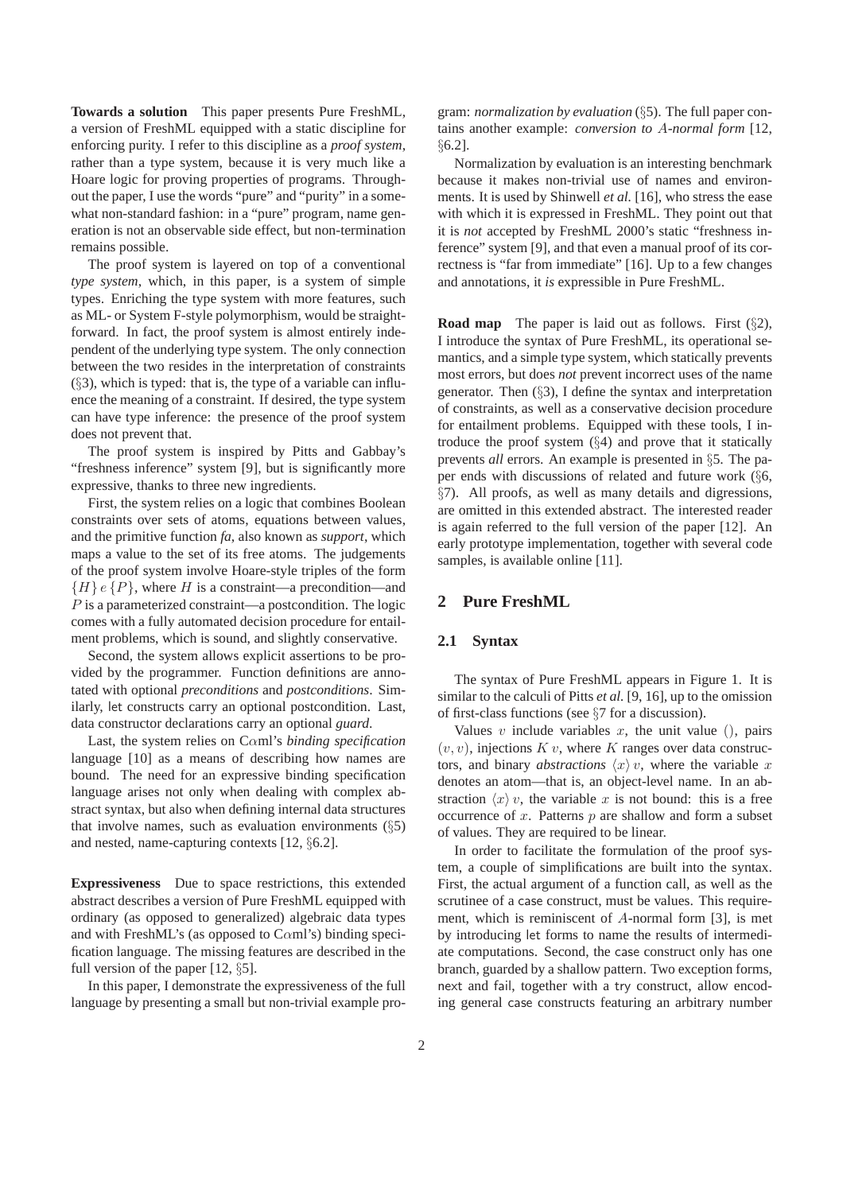**Towards a solution** This paper presents Pure FreshML, a version of FreshML equipped with a static discipline for enforcing purity. I refer to this discipline as a *proof system*, rather than a type system, because it is very much like a Hoare logic for proving properties of programs. Throughout the paper, I use the words "pure" and "purity" in a somewhat non-standard fashion: in a "pure" program, name generation is not an observable side effect, but non-termination remains possible.

The proof system is layered on top of a conventional *type system*, which, in this paper, is a system of simple types. Enriching the type system with more features, such as ML- or System F-style polymorphism, would be straightforward. In fact, the proof system is almost entirely independent of the underlying type system. The only connection between the two resides in the interpretation of constraints (§3), which is typed: that is, the type of a variable can influence the meaning of a constraint. If desired, the type system can have type inference: the presence of the proof system does not prevent that.

The proof system is inspired by Pitts and Gabbay's "freshness inference" system [9], but is significantly more expressive, thanks to three new ingredients.

First, the system relies on a logic that combines Boolean constraints over sets of atoms, equations between values, and the primitive function *fa*, also known as *support*, which maps a value to the set of its free atoms. The judgements of the proof system involve Hoare-style triples of the form $\{H\}\, e\, \{P\}$, where $H$ is a constraint—a precondition—and $P$ is a parameterized constraint—a postcondition. The logic comes with a fully automated decision procedure for entailment problems, which is sound, and slightly conservative.

Second, the system allows explicit assertions to be provided by the programmer. Function definitions are annotated with optional *preconditions* and *postconditions*. Similarly, let constructs carry an optional postcondition. Last, data constructor declarations carry an optional *guard*.

Last, the system relies on C$\alpha$ml's *binding specification* language [10] as a means of describing how names are bound. The need for an expressive binding specification language arises not only when dealing with complex abstract syntax, but also when defining internal data structures that involve names, such as evaluation environments (§5) and nested, name-capturing contexts [12, §6.2].

**Expressiveness** Due to space restrictions, this extended abstract describes a version of Pure FreshML equipped with ordinary (as opposed to generalized) algebraic data types and with FreshML's (as opposed to C$\alpha$ml's) binding specification language. The missing features are described in the full version of the paper [12, §5].

In this paper, I demonstrate the expressiveness of the full language by presenting a small but non-trivial example program: *normalization by evaluation* (§5). The full paper contains another example: *conversion to $A$-normal form* [12, §6.2].

Normalization by evaluation is an interesting benchmark because it makes non-trivial use of names and environments. It is used by Shinwell *et al.* [16], who stress the ease with which it is expressed in FreshML. They point out that it is *not* accepted by FreshML 2000's static "freshness inference" system [9], and that even a manual proof of its correctness is "far from immediate" [16]. Up to a few changes and annotations, it *is* expressible in Pure FreshML.

**Road map** The paper is laid out as follows. First (§2), I introduce the syntax of Pure FreshML, its operational semantics, and a simple type system, which statically prevents most errors, but does *not* prevent incorrect uses of the name generator. Then (§3), I define the syntax and interpretation of constraints, as well as a conservative decision procedure for entailment problems. Equipped with these tools, I introduce the proof system (§4) and prove that it statically prevents *all* errors. An example is presented in §5. The paper ends with discussions of related and future work (§6, §7). All proofs, as well as many details and digressions, are omitted in this extended abstract. The interested reader is again referred to the full version of the paper [12]. An early prototype implementation, together with several code samples, is available online [11].

## 2 Pure FreshML

### 2.1 Syntax

The syntax of Pure FreshML appears in Figure 1. It is similar to the calculi of Pitts *et al.* [9, 16], up to the omission of first-class functions (see §7 for a discussion).

Values $v$ include variables $x$, the unit value $()$, pairs $(v, v)$, injections $K\ v$, where $K$ ranges over data constructors, and binary *abstractions* $\langle x \rangle\, v$, where the variable $x$ denotes an atom—that is, an object-level name. In an abstraction $\langle x \rangle\, v$, the variable $x$ is not bound: this is a free occurrence of $x$. Patterns $p$ are shallow and form a subset of values. They are required to be linear.

In order to facilitate the formulation of the proof system, a couple of simplifications are built into the syntax. First, the actual argument of a function call, as well as the scrutinee of a case construct, must be values. This requirement, which is reminiscent of $A$-normal form [3], is met by introducing let forms to name the results of intermediate computations. Second, the case construct only has one branch, guarded by a shallow pattern. Two exception forms, next and fail, together with a try construct, allow encoding general case constructs featuring an arbitrary number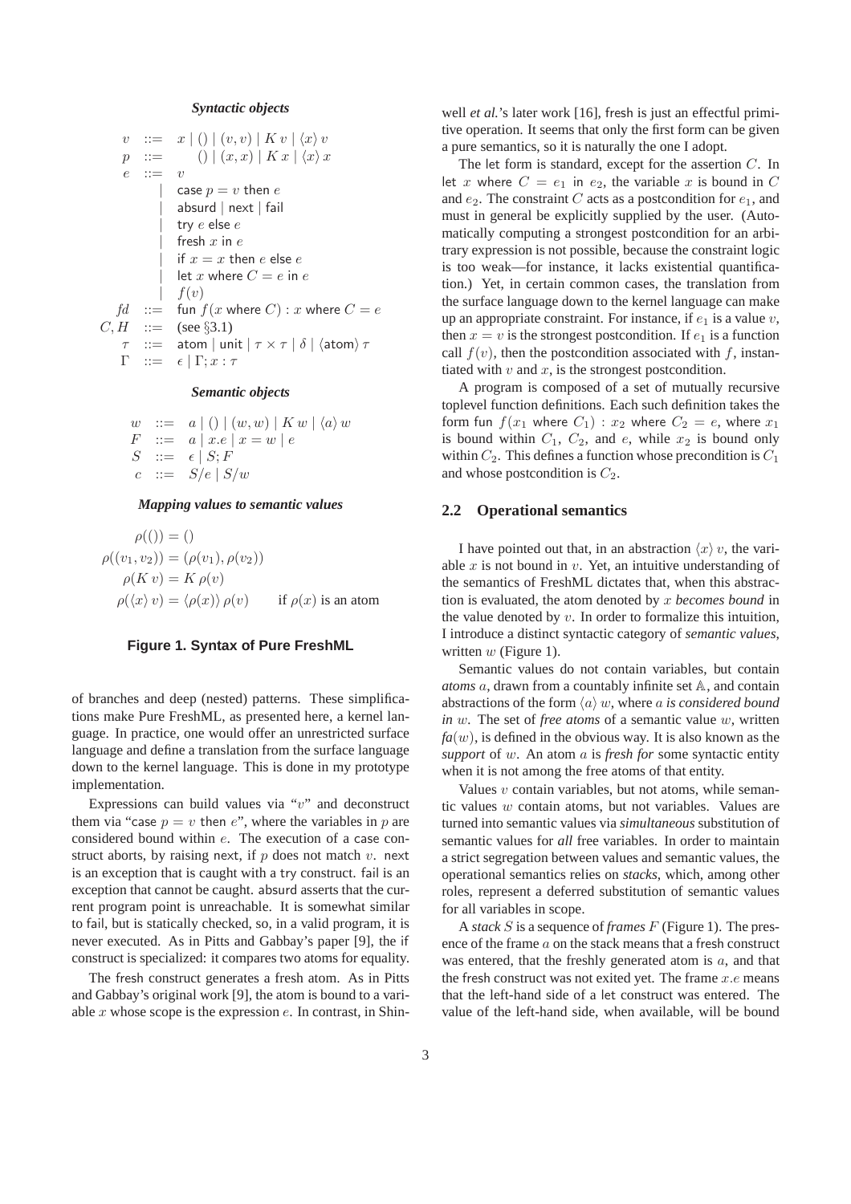***Syntactic objects***

$$
\begin{array}{rcl}
v & ::= & x \mid () \mid (v, v) \mid K\ v \mid \langle x \rangle\ v \\
p & ::= & () \mid (x, x) \mid K\ x \mid \langle x \rangle\ x \\
e & ::= & v \\
  & \mid & \mathsf{case}\ p = v\ \mathsf{then}\ e \\
  & \mid & \mathsf{absurd} \mid \mathsf{next} \mid \mathsf{fail} \\
  & \mid & \mathsf{try}\ e\ \mathsf{else}\ e \\
  & \mid & \mathsf{fresh}\ x\ \mathsf{in}\ e \\
  & \mid & \mathsf{if}\ x = x\ \mathsf{then}\ e\ \mathsf{else}\ e \\
  & \mid & \mathsf{let}\ x\ \mathsf{where}\ C = e\ \mathsf{in}\ e \\
  & \mid & f(v) \\
fd & ::= & \mathsf{fun}\ f(x\ \mathsf{where}\ C) : x\ \mathsf{where}\ C = e \\
C, H & ::= & (\text{see } \S 3.1) \\
\tau & ::= & \mathsf{atom} \mid \mathsf{unit} \mid \tau \times \tau \mid \delta \mid \langle \mathsf{atom} \rangle\ \tau \\
\Gamma & ::= & \epsilon \mid \Gamma; x : \tau
\end{array}
$$

***Semantic objects***

$$
\begin{array}{rcl}
w & ::= & a \mid () \mid (w, w) \mid K\ w \mid \langle a \rangle\ w \\
F & ::= & a \mid x.e \mid x = w \mid e \\
S & ::= & \epsilon \mid S; F \\
c & ::= & S/e \mid S/w
\end{array}
$$

***Mapping values to semantic values***

$$
\begin{array}{ll}
\rho(()) = () & \\
\rho((v_1, v_2)) = (\rho(v_1), \rho(v_2)) & \\
\rho(K\ v) = K\ \rho(v) & \\
\rho(\langle x \rangle\ v) = \langle \rho(x) \rangle\ \rho(v) & \text{if } \rho(x) \text{ is an atom}
\end{array}
$$

**Figure 1. Syntax of Pure FreshML**

of branches and deep (nested) patterns. These simplifications make Pure FreshML, as presented here, a kernel language. In practice, one would offer an unrestricted surface language and define a translation from the surface language down to the kernel language. This is done in my prototype implementation.

Expressions can build values via "$v$" and deconstruct them via "case $p = v$ then $e$", where the variables in $p$ are considered bound within $e$. The execution of a case construct aborts, by raising next, if $p$ does not match $v$. next is an exception that is caught with a try construct. fail is an exception that cannot be caught. absurd asserts that the current program point is unreachable. It is somewhat similar to fail, but is statically checked, so, in a valid program, it is never executed. As in Pitts and Gabbay's paper [9], the if construct is specialized: it compares two atoms for equality.

The fresh construct generates a fresh atom. As in Pitts and Gabbay's original work [9], the atom is bound to a variable $x$ whose scope is the expression $e$. In contrast, in Shinwell *et al.*'s later work [16], fresh is just an effectful primitive operation. It seems that only the first form can be given a pure semantics, so it is naturally the one I adopt.

The let form is standard, except for the assertion $C$. In let $x$ where $C = e_1$ in $e_2$, the variable $x$ is bound in $C$ and $e_2$. The constraint $C$ acts as a postcondition for $e_1$, and must in general be explicitly supplied by the user. (Automatically computing a strongest postcondition for an arbitrary expression is not possible, because the constraint logic is too weak—for instance, it lacks existential quantification.) Yet, in certain common cases, the translation from the surface language down to the kernel language can make up an appropriate constraint. For instance, if $e_1$ is a value $v$, then $x = v$ is the strongest postcondition. If $e_1$ is a function call $f(v)$, then the postcondition associated with $f$, instantiated with $v$ and $x$, is the strongest postcondition.

A program is composed of a set of mutually recursive toplevel function definitions. Each such definition takes the form fun $f(x_1$ where $C_1) : x_2$ where $C_2 = e$, where $x_1$ is bound within $C_1$, $C_2$, and $e$, while $x_2$ is bound only within $C_2$. This defines a function whose precondition is $C_1$ and whose postcondition is $C_2$.

## 2.2 Operational semantics

I have pointed out that, in an abstraction $\langle x \rangle\ v$, the variable $x$ is not bound in $v$. Yet, an intuitive understanding of the semantics of FreshML dictates that, when this abstraction is evaluated, the atom denoted by $x$ *becomes bound* in the value denoted by $v$. In order to formalize this intuition, I introduce a distinct syntactic category of *semantic values*, written $w$ (Figure 1).

Semantic values do not contain variables, but contain *atoms* $a$, drawn from a countably infinite set $\mathbb{A}$, and contain abstractions of the form $\langle a \rangle\ w$, where $a$ *is considered bound in* $w$. The set of *free atoms* of a semantic value $w$, written $fa(w)$, is defined in the obvious way. It is also known as the *support* of $w$. An atom $a$ is *fresh for* some syntactic entity when it is not among the free atoms of that entity.

Values $v$ contain variables, but not atoms, while semantic values $w$ contain atoms, but not variables. Values are turned into semantic values via *simultaneous* substitution of semantic values for *all* free variables. In order to maintain a strict segregation between values and semantic values, the operational semantics relies on *stacks*, which, among other roles, represent a deferred substitution of semantic values for all variables in scope.

A *stack* $S$ is a sequence of *frames* $F$ (Figure 1). The presence of the frame $a$ on the stack means that a fresh construct was entered, that the freshly generated atom is $a$, and that the fresh construct was not exited yet. The frame $x.e$ means that the left-hand side of a let construct was entered. The value of the left-hand side, when available, will be bound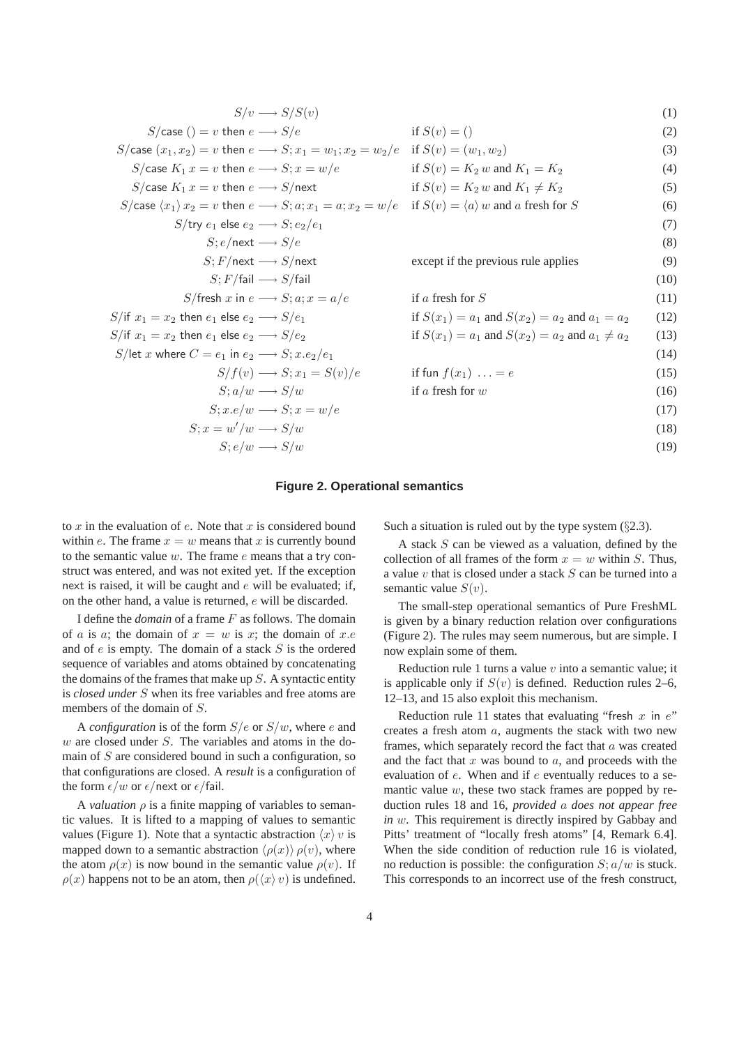$$
\begin{array}{rlll}
S/v & \longrightarrow S/S(v) & & (1) \\
S/\mathsf{case}\ () = v\ \mathsf{then}\ e & \longrightarrow S/e & \text{if } S(v) = () & (2) \\
S/\mathsf{case}\ (x_1, x_2) = v\ \mathsf{then}\ e & \longrightarrow S; x_1 = w_1; x_2 = w_2/e & \text{if } S(v) = (w_1, w_2) & (3) \\
S/\mathsf{case}\ K_1\, x = v\ \mathsf{then}\ e & \longrightarrow S; x = w/e & \text{if } S(v) = K_2\, w \text{ and } K_1 = K_2 & (4) \\
S/\mathsf{case}\ K_1\, x = v\ \mathsf{then}\ e & \longrightarrow S/\mathsf{next} & \text{if } S(v) = K_2\, w \text{ and } K_1 \neq K_2 & (5) \\
S/\mathsf{case}\ \langle x_1 \rangle\, x_2 = v\ \mathsf{then}\ e & \longrightarrow S; a; x_1 = a; x_2 = w/e & \text{if } S(v) = \langle a \rangle\, w \text{ and } a \text{ fresh for } S & (6) \\
S/\mathsf{try}\ e_1\ \mathsf{else}\ e_2 & \longrightarrow S; e_2/e_1 & & (7) \\
S; e/\mathsf{next} & \longrightarrow S/e & & (8) \\
S; F/\mathsf{next} & \longrightarrow S/\mathsf{next} & \text{except if the previous rule applies} & (9) \\
S; F/\mathsf{fail} & \longrightarrow S/\mathsf{fail} & & (10) \\
S/\mathsf{fresh}\ x\ \mathsf{in}\ e & \longrightarrow S; a; x = a/e & \text{if } a \text{ fresh for } S & (11) \\
S/\mathsf{if}\ x_1 = x_2\ \mathsf{then}\ e_1\ \mathsf{else}\ e_2 & \longrightarrow S/e_1 & \text{if } S(x_1) = a_1 \text{ and } S(x_2) = a_2 \text{ and } a_1 = a_2 & (12) \\
S/\mathsf{if}\ x_1 = x_2\ \mathsf{then}\ e_1\ \mathsf{else}\ e_2 & \longrightarrow S/e_2 & \text{if } S(x_1) = a_1 \text{ and } S(x_2) = a_2 \text{ and } a_1 \neq a_2 & (13) \\
S/\mathsf{let}\ x\ \mathsf{where}\ C = e_1\ \mathsf{in}\ e_2 & \longrightarrow S; x.e_2/e_1 & & (14) \\
S/f(v) & \longrightarrow S; x_1 = S(v)/e & \text{if } \mathsf{fun}\ f(x_1)\ \ldots = e & (15) \\
S; a/w & \longrightarrow S/w & \text{if } a \text{ fresh for } w & (16) \\
S; x.e/w & \longrightarrow S; x = w/e & & (17) \\
S; x = w'/w & \longrightarrow S/w & & (18) \\
S; e/w & \longrightarrow S/w & & (19)
\end{array}
$$

**Figure 2. Operational semantics**

to $x$ in the evaluation of $e$. Note that $x$ is considered bound within $e$. The frame $x = w$ means that $x$ is currently bound to the semantic value $w$. The frame $e$ means that a try construct was entered, and was not exited yet. If the exception next is raised, it will be caught and $e$ will be evaluated; if, on the other hand, a value is returned, $e$ will be discarded.

I define the *domain* of a frame $F$ as follows. The domain of $a$ is $a$; the domain of $x = w$ is $x$; the domain of $x.e$ and of $e$ is empty. The domain of a stack $S$ is the ordered sequence of variables and atoms obtained by concatenating the domains of the frames that make up $S$. A syntactic entity is *closed under* $S$ when its free variables and free atoms are members of the domain of $S$.

A *configuration* is of the form $S/e$ or $S/w$, where $e$ and $w$ are closed under $S$. The variables and atoms in the domain of $S$ are considered bound in such a configuration, so that configurations are closed. A *result* is a configuration of the form $\epsilon/w$ or $\epsilon/\mathsf{next}$ or $\epsilon/\mathsf{fail}$.

A *valuation* $\rho$ is a finite mapping of variables to semantic values. It is lifted to a mapping of values to semantic values (Figure 1). Note that a syntactic abstraction $\langle x \rangle\, v$ is mapped down to a semantic abstraction $\langle \rho(x) \rangle\, \rho(v)$, where the atom $\rho(x)$ is now bound in the semantic value $\rho(v)$. If $\rho(x)$ happens not to be an atom, then $\rho(\langle x \rangle\, v)$ is undefined. Such a situation is ruled out by the type system (§2.3).

A stack $S$ can be viewed as a valuation, defined by the collection of all frames of the form $x = w$ within $S$. Thus, a value $v$ that is closed under a stack $S$ can be turned into a semantic value $S(v)$.

The small-step operational semantics of Pure FreshML is given by a binary reduction relation over configurations (Figure 2). The rules may seem numerous, but are simple. I now explain some of them.

Reduction rule 1 turns a value $v$ into a semantic value; it is applicable only if $S(v)$ is defined. Reduction rules 2–6, 12–13, and 15 also exploit this mechanism.

Reduction rule 11 states that evaluating "fresh $x$ in $e$" creates a fresh atom $a$, augments the stack with two new frames, which separately record the fact that $a$ was created and the fact that $x$ was bound to $a$, and proceeds with the evaluation of $e$. When and if $e$ eventually reduces to a semantic value $w$, these two stack frames are popped by reduction rules 18 and 16, *provided $a$ does not appear free in $w$*. This requirement is directly inspired by Gabbay and Pitts' treatment of "locally fresh atoms" [4, Remark 6.4]. When the side condition of reduction rule 16 is violated, no reduction is possible: the configuration $S; a/w$ is stuck. This corresponds to an incorrect use of the fresh construct,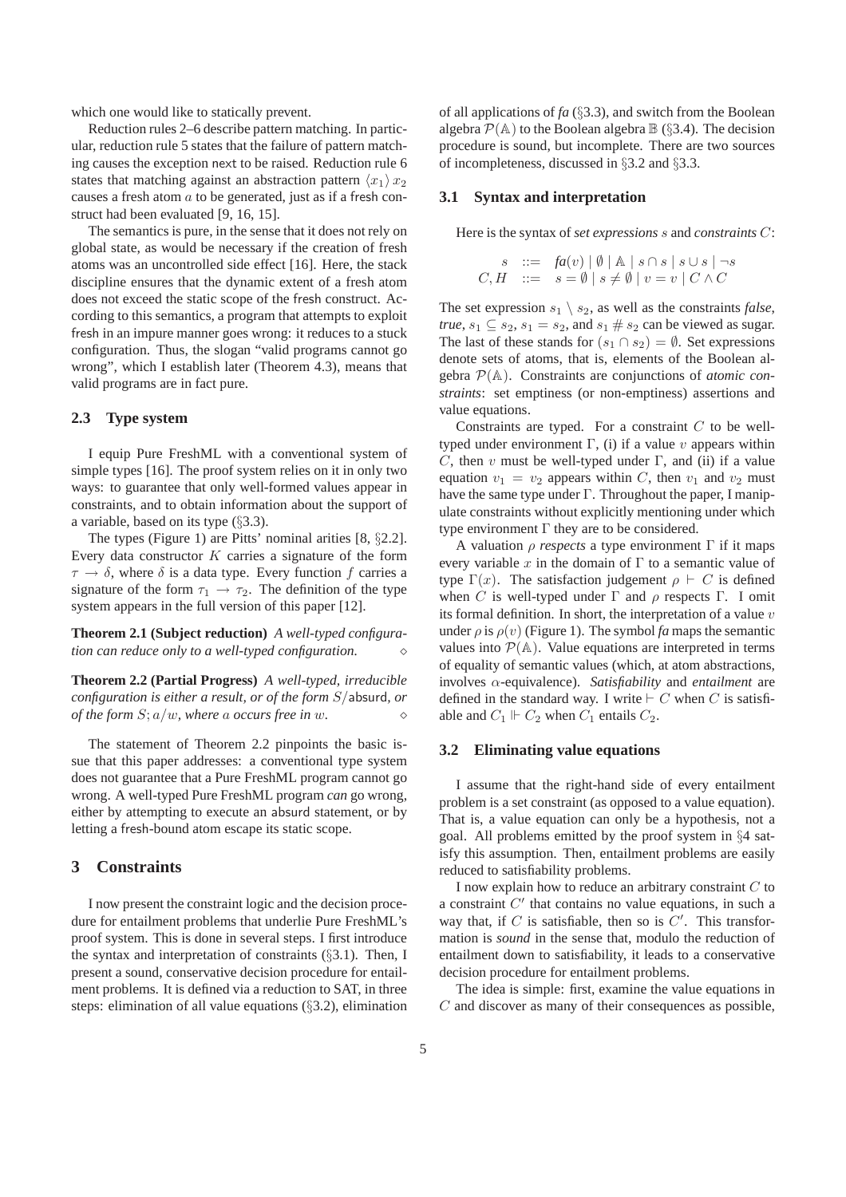which one would like to statically prevent.

Reduction rules 2–6 describe pattern matching. In particular, reduction rule 5 states that the failure of pattern matching causes the exception next to be raised. Reduction rule 6 states that matching against an abstraction pattern $\langle x_1 \rangle\, x_2$ causes a fresh atom $a$ to be generated, just as if a fresh construct had been evaluated [9, 16, 15].

The semantics is pure, in the sense that it does not rely on global state, as would be necessary if the creation of fresh atoms was an uncontrolled side effect [16]. Here, the stack discipline ensures that the dynamic extent of a fresh atom does not exceed the static scope of the fresh construct. According to this semantics, a program that attempts to exploit fresh in an impure manner goes wrong: it reduces to a stuck configuration. Thus, the slogan "valid programs cannot go wrong", which I establish later (Theorem 4.3), means that valid programs are in fact pure.

### 2.3 Type system

I equip Pure FreshML with a conventional system of simple types [16]. The proof system relies on it in only two ways: to guarantee that only well-formed values appear in constraints, and to obtain information about the support of a variable, based on its type (§3.3).

The types (Figure 1) are Pitts' nominal arities [8, §2.2]. Every data constructor $K$ carries a signature of the form $\tau \to \delta$, where $\delta$ is a data type. Every function $f$ carries a signature of the form $\tau_1 \to \tau_2$. The definition of the type system appears in the full version of this paper [12].

**Theorem 2.1 (Subject reduction)** *A well-typed configuration can reduce only to a well-typed configuration.* $\diamond$

**Theorem 2.2 (Partial Progress)** *A well-typed, irreducible configuration is either a result, or of the form $S/$absurd, or of the form $S; a/w$, where $a$ occurs free in $w$.* $\diamond$

The statement of Theorem 2.2 pinpoints the basic issue that this paper addresses: a conventional type system does not guarantee that a Pure FreshML program cannot go wrong. A well-typed Pure FreshML program *can* go wrong, either by attempting to execute an absurd statement, or by letting a fresh-bound atom escape its static scope.

## 3 Constraints

I now present the constraint logic and the decision procedure for entailment problems that underlie Pure FreshML's proof system. This is done in several steps. I first introduce the syntax and interpretation of constraints (§3.1). Then, I present a sound, conservative decision procedure for entailment problems. It is defined via a reduction to SAT, in three steps: elimination of all value equations (§3.2), elimination of all applications of *fa* (§3.3), and switch from the Boolean algebra $\mathcal{P}(\mathbb{A})$ to the Boolean algebra $\mathbb{B}$ (§3.4). The decision procedure is sound, but incomplete. There are two sources of incompleteness, discussed in §3.2 and §3.3.

### 3.1 Syntax and interpretation

Here is the syntax of *set expressions* $s$ and *constraints* $C$:

$$
\begin{array}{rcl}
s & ::= & \mathit{fa}(v) \mid \emptyset \mid \mathbb{A} \mid s \cap s \mid s \cup s \mid \neg s \\
C, H & ::= & s = \emptyset \mid s \neq \emptyset \mid v = v \mid C \wedge C
\end{array}
$$

The set expression $s_1 \setminus s_2$, as well as the constraints *false*, *true*, $s_1 \subseteq s_2$, $s_1 = s_2$, and $s_1 \# s_2$ can be viewed as sugar. The last of these stands for $(s_1 \cap s_2) = \emptyset$. Set expressions denote sets of atoms, that is, elements of the Boolean algebra $\mathcal{P}(\mathbb{A})$. Constraints are conjunctions of *atomic constraints*: set emptiness (or non-emptiness) assertions and value equations.

Constraints are typed. For a constraint $C$ to be well-typed under environment $\Gamma$, (i) if a value $v$ appears within $C$, then $v$ must be well-typed under $\Gamma$, and (ii) if a value equation $v_1 = v_2$ appears within $C$, then $v_1$ and $v_2$ must have the same type under $\Gamma$. Throughout the paper, I manipulate constraints without explicitly mentioning under which type environment $\Gamma$ they are to be considered.

A valuation $\rho$ *respects* a type environment $\Gamma$ if it maps every variable $x$ in the domain of $\Gamma$ to a semantic value of type $\Gamma(x)$. The satisfaction judgement $\rho \vdash C$ is defined when $C$ is well-typed under $\Gamma$ and $\rho$ respects $\Gamma$. I omit its formal definition. In short, the interpretation of a value $v$ under $\rho$ is $\rho(v)$ (Figure 1). The symbol *fa* maps the semantic values into $\mathcal{P}(\mathbb{A})$. Value equations are interpreted in terms of equality of semantic values (which, at atom abstractions, involves $\alpha$-equivalence). *Satisfiability* and *entailment* are defined in the standard way. I write $\vdash C$ when $C$ is satisfiable and $C_1 \Vdash C_2$ when $C_1$ entails $C_2$.

### 3.2 Eliminating value equations

I assume that the right-hand side of every entailment problem is a set constraint (as opposed to a value equation). That is, a value equation can only be a hypothesis, not a goal. All problems emitted by the proof system in §4 satisfy this assumption. Then, entailment problems are easily reduced to satisfiability problems.

I now explain how to reduce an arbitrary constraint $C$ to a constraint $C'$ that contains no value equations, in such a way that, if $C$ is satisfiable, then so is $C'$. This transformation is *sound* in the sense that, modulo the reduction of entailment down to satisfiability, it leads to a conservative decision procedure for entailment problems.

The idea is simple: first, examine the value equations in $C$ and discover as many of their consequences as possible,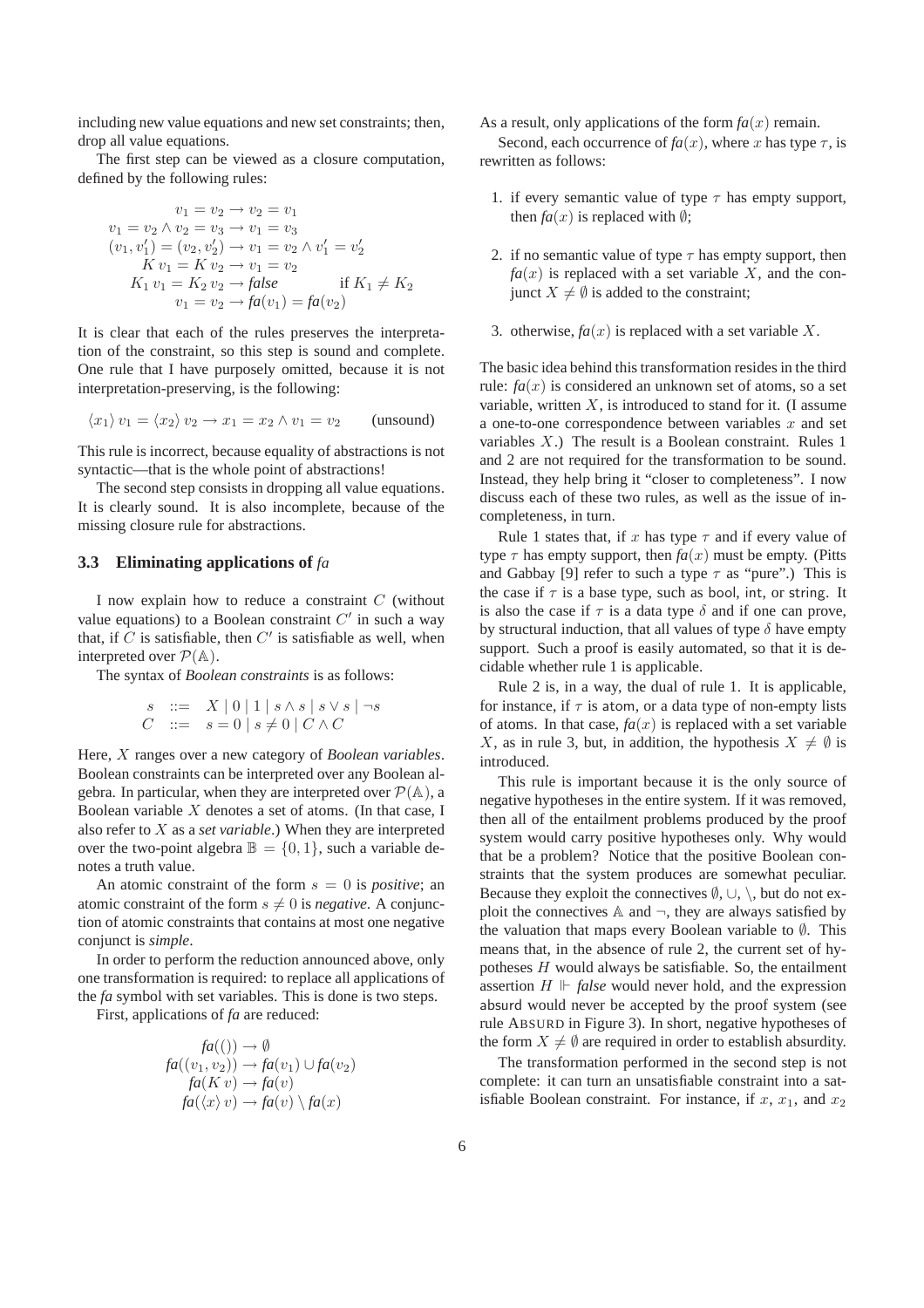including new value equations and new set constraints; then, drop all value equations.

The first step can be viewed as a closure computation, defined by the following rules:

$$
\begin{array}{ll}
v_1 = v_2 \rightarrow v_2 = v_1 & \\
v_1 = v_2 \wedge v_2 = v_3 \rightarrow v_1 = v_3 & \\
(v_1, v_1') = (v_2, v_2') \rightarrow v_1 = v_2 \wedge v_1' = v_2' & \\
K\, v_1 = K\, v_2 \rightarrow v_1 = v_2 & \\
K_1\, v_1 = K_2\, v_2 \rightarrow \mathit{false} & \text{if } K_1 \neq K_2 \\
v_1 = v_2 \rightarrow \mathit{fa}(v_1) = \mathit{fa}(v_2) &
\end{array}
$$

It is clear that each of the rules preserves the interpretation of the constraint, so this step is sound and complete. One rule that I have purposely omitted, because it is not interpretation-preserving, is the following:

$$
\langle x_1 \rangle\, v_1 = \langle x_2 \rangle\, v_2 \rightarrow x_1 = x_2 \wedge v_1 = v_2 \qquad \text{(unsound)}
$$

This rule is incorrect, because equality of abstractions is not syntactic—that is the whole point of abstractions!

The second step consists in dropping all value equations. It is clearly sound. It is also incomplete, because of the missing closure rule for abstractions.

### 3.3 Eliminating applications of *fa*

I now explain how to reduce a constraint $C$ (without value equations) to a Boolean constraint $C'$ in such a way that, if $C$ is satisfiable, then $C'$ is satisfiable as well, when interpreted over $\mathcal{P}(\mathbb{A})$.

The syntax of *Boolean constraints* is as follows:

$$
\begin{array}{rcl}
s & ::= & X \mid 0 \mid 1 \mid s \wedge s \mid s \vee s \mid \neg s \\
C & ::= & s = 0 \mid s \neq 0 \mid C \wedge C
\end{array}
$$

Here, $X$ ranges over a new category of *Boolean variables*. Boolean constraints can be interpreted over any Boolean algebra. In particular, when they are interpreted over $\mathcal{P}(\mathbb{A})$, a Boolean variable $X$ denotes a set of atoms. (In that case, I also refer to $X$ as a *set variable*.) When they are interpreted over the two-point algebra $\mathbb{B} = \{0, 1\}$, such a variable denotes a truth value.

An atomic constraint of the form $s = 0$ is *positive*; an atomic constraint of the form $s \neq 0$ is *negative*. A conjunction of atomic constraints that contains at most one negative conjunct is *simple*.

In order to perform the reduction announced above, only one transformation is required: to replace all applications of the *fa* symbol with set variables. This is done is two steps.

First, applications of *fa* are reduced:

$$
\begin{array}{l}
\mathit{fa}(()) \rightarrow \emptyset \\
\mathit{fa}((v_1, v_2)) \rightarrow \mathit{fa}(v_1) \cup \mathit{fa}(v_2) \\
\mathit{fa}(K\, v) \rightarrow \mathit{fa}(v) \\
\mathit{fa}(\langle x \rangle\, v) \rightarrow \mathit{fa}(v) \setminus \mathit{fa}(x)
\end{array}
$$

As a result, only applications of the form $\mathit{fa}(x)$ remain.

Second, each occurrence of $\mathit{fa}(x)$, where $x$ has type $\tau$, is rewritten as follows:

1. if every semantic value of type $\tau$ has empty support, then $\mathit{fa}(x)$ is replaced with $\emptyset$;
2. if no semantic value of type $\tau$ has empty support, then $\mathit{fa}(x)$ is replaced with a set variable $X$, and the conjunct $X \neq \emptyset$ is added to the constraint;
3. otherwise, $\mathit{fa}(x)$ is replaced with a set variable $X$.

The basic idea behind this transformation resides in the third rule: $\mathit{fa}(x)$ is considered an unknown set of atoms, so a set variable, written $X$, is introduced to stand for it. (I assume a one-to-one correspondence between variables $x$ and set variables $X$.) The result is a Boolean constraint. Rules 1 and 2 are not required for the transformation to be sound. Instead, they help bring it "closer to completeness". I now discuss each of these two rules, as well as the issue of incompleteness, in turn.

Rule 1 states that, if $x$ has type $\tau$ and if every value of type $\tau$ has empty support, then $\mathit{fa}(x)$ must be empty. (Pitts and Gabbay [9] refer to such a type $\tau$ as "pure".) This is the case if $\tau$ is a base type, such as bool, int, or string. It is also the case if $\tau$ is a data type $\delta$ and if one can prove, by structural induction, that all values of type $\delta$ have empty support. Such a proof is easily automated, so that it is decidable whether rule 1 is applicable.

Rule 2 is, in a way, the dual of rule 1. It is applicable, for instance, if $\tau$ is atom, or a data type of non-empty lists of atoms. In that case, $\mathit{fa}(x)$ is replaced with a set variable $X$, as in rule 3, but, in addition, the hypothesis $X \neq \emptyset$ is introduced.

This rule is important because it is the only source of negative hypotheses in the entire system. If it was removed, then all of the entailment problems produced by the proof system would carry positive hypotheses only. Why would that be a problem? Notice that the positive Boolean constraints that the system produces are somewhat peculiar. Because they exploit the connectives $\emptyset$, $\cup$, $\setminus$, but do not exploit the connectives $\mathbb{A}$ and $\neg$, they are always satisfied by the valuation that maps every Boolean variable to $\emptyset$. This means that, in the absence of rule 2, the current set of hypotheses $H$ would always be satisfiable. So, the entailment assertion $H \Vdash \mathit{false}$ would never hold, and the expression absurd would never be accepted by the proof system (see rule ABSURD in Figure 3). In short, negative hypotheses of the form $X \neq \emptyset$ are required in order to establish absurdity.

The transformation performed in the second step is not complete: it can turn an unsatisfiable constraint into a satisfiable Boolean constraint. For instance, if $x$, $x_1$, and $x_2$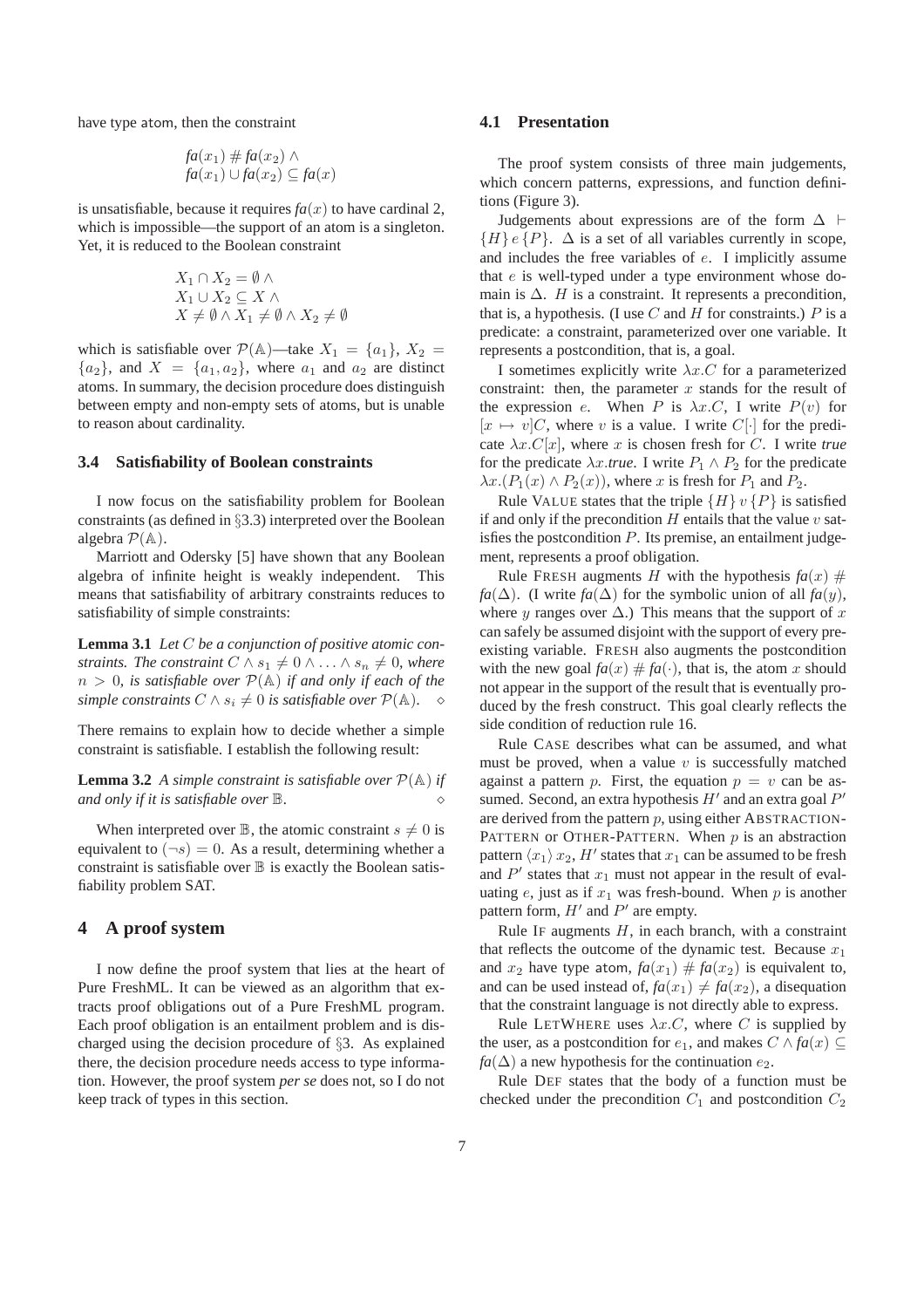have type atom, then the constraint

$$\begin{aligned}
&fa(x_1) \# fa(x_2) \wedge \\
&fa(x_1) \cup fa(x_2) \subseteq fa(x)
\end{aligned}$$

is unsatisfiable, because it requires $fa(x)$ to have cardinal 2, which is impossible—the support of an atom is a singleton. Yet, it is reduced to the Boolean constraint

$$\begin{aligned}
&X_1 \cap X_2 = \emptyset \wedge \\
&X_1 \cup X_2 \subseteq X \wedge \\
&X \neq \emptyset \wedge X_1 \neq \emptyset \wedge X_2 \neq \emptyset
\end{aligned}$$

which is satisfiable over $\mathcal{P}(\mathbb{A})$—take $X_1 = \{a_1\}$, $X_2 = \{a_2\}$, and $X = \{a_1, a_2\}$, where $a_1$ and $a_2$ are distinct atoms. In summary, the decision procedure does distinguish between empty and non-empty sets of atoms, but is unable to reason about cardinality.

### 3.4 Satisfiability of Boolean constraints

I now focus on the satisfiability problem for Boolean constraints (as defined in §3.3) interpreted over the Boolean algebra $\mathcal{P}(\mathbb{A})$.

Marriott and Odersky [5] have shown that any Boolean algebra of infinite height is weakly independent. This means that satisfiability of arbitrary constraints reduces to satisfiability of simple constraints:

**Lemma 3.1** *Let $C$ be a conjunction of positive atomic constraints. The constraint $C \wedge s_1 \neq 0 \wedge \ldots \wedge s_n \neq 0$, where $n > 0$, is satisfiable over $\mathcal{P}(\mathbb{A})$ if and only if each of the simple constraints $C \wedge s_i \neq 0$ is satisfiable over $\mathcal{P}(\mathbb{A})$.* ⋄

There remains to explain how to decide whether a simple constraint is satisfiable. I establish the following result:

**Lemma 3.2** *A simple constraint is satisfiable over $\mathcal{P}(\mathbb{A})$ if and only if it is satisfiable over $\mathbb{B}$.* ⋄

When interpreted over $\mathbb{B}$, the atomic constraint $s \neq 0$ is equivalent to $(\neg s) = 0$. As a result, determining whether a constraint is satisfiable over $\mathbb{B}$ is exactly the Boolean satisfiability problem SAT.

## 4 A proof system

I now define the proof system that lies at the heart of Pure FreshML. It can be viewed as an algorithm that extracts proof obligations out of a Pure FreshML program. Each proof obligation is an entailment problem and is discharged using the decision procedure of §3. As explained there, the decision procedure needs access to type information. However, the proof system *per se* does not, so I do not keep track of types in this section.

### 4.1 Presentation

The proof system consists of three main judgements, which concern patterns, expressions, and function definitions (Figure 3).

Judgements about expressions are of the form $\Delta \vdash \{H\}\, e\, \{P\}$. $\Delta$ is a set of all variables currently in scope, and includes the free variables of $e$. I implicitly assume that $e$ is well-typed under a type environment whose domain is $\Delta$. $H$ is a constraint. It represents a precondition, that is, a hypothesis. (I use $C$ and $H$ for constraints.) $P$ is a predicate: a constraint, parameterized over one variable. It represents a postcondition, that is, a goal.

I sometimes explicitly write $\lambda x.C$ for a parameterized constraint: then, the parameter $x$ stands for the result of the expression $e$. When $P$ is $\lambda x.C$, I write $P(v)$ for $[x \mapsto v]C$, where $v$ is a value. I write $C[\cdot]$ for the predicate $\lambda x.C[x]$, where $x$ is chosen fresh for $C$. I write *true* for the predicate $\lambda x.\mathit{true}$. I write $P_1 \wedge P_2$ for the predicate $\lambda x.(P_1(x) \wedge P_2(x))$, where $x$ is fresh for $P_1$ and $P_2$.

Rule VALUE states that the triple $\{H\}\, v\, \{P\}$ is satisfied if and only if the precondition $H$ entails that the value $v$ satisfies the postcondition $P$. Its premise, an entailment judgement, represents a proof obligation.

Rule FRESH augments $H$ with the hypothesis $fa(x) \# fa(\Delta)$. (I write $fa(\Delta)$ for the symbolic union of all $fa(y)$, where $y$ ranges over $\Delta$.) This means that the support of $x$ can safely be assumed disjoint with the support of every preexisting variable. FRESH also augments the postcondition with the new goal $fa(x) \# fa(\cdot)$, that is, the atom $x$ should not appear in the support of the result that is eventually produced by the fresh construct. This goal clearly reflects the side condition of reduction rule 16.

Rule CASE describes what can be assumed, and what must be proved, when a value $v$ is successfully matched against a pattern $p$. First, the equation $p = v$ can be assumed. Second, an extra hypothesis $H'$ and an extra goal $P'$ are derived from the pattern $p$, using either ABSTRACTION-PATTERN or OTHER-PATTERN. When $p$ is an abstraction pattern $\langle x_1 \rangle\, x_2$, $H'$ states that $x_1$ can be assumed to be fresh and $P'$ states that $x_1$ must not appear in the result of evaluating $e$, just as if $x_1$ was fresh-bound. When $p$ is another pattern form, $H'$ and $P'$ are empty.

Rule IF augments $H$, in each branch, with a constraint that reflects the outcome of the dynamic test. Because $x_1$ and $x_2$ have type atom, $fa(x_1) \# fa(x_2)$ is equivalent to, and can be used instead of, $fa(x_1) \neq fa(x_2)$, a disequation that the constraint language is not directly able to express.

Rule LETWHERE uses $\lambda x.C$, where $C$ is supplied by the user, as a postcondition for $e_1$, and makes $C \wedge fa(x) \subseteq fa(\Delta)$ a new hypothesis for the continuation $e_2$.

Rule DEF states that the body of a function must be checked under the precondition $C_1$ and postcondition $C_2$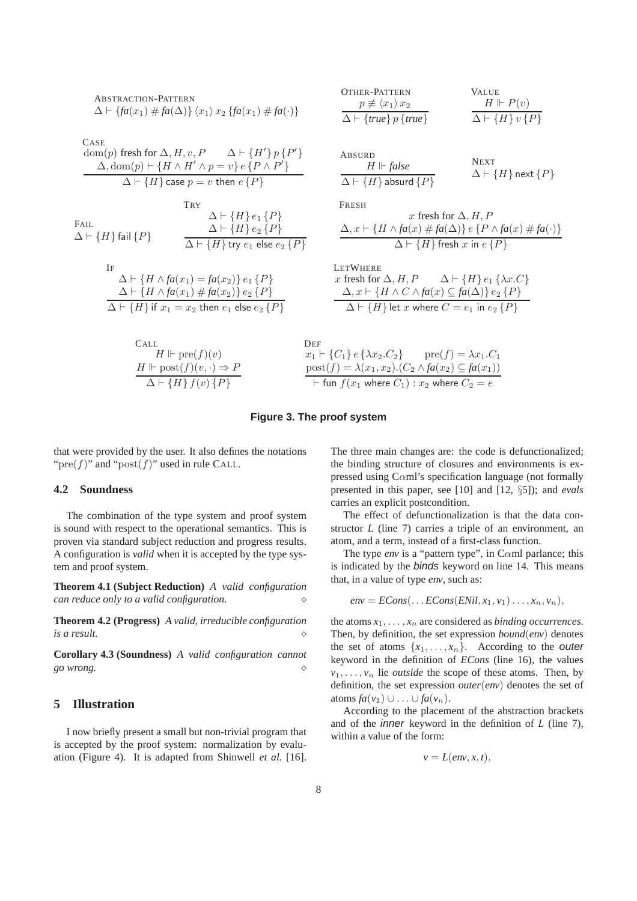**Abstraction-Pattern**

$$\Delta \vdash \{fa(x_1) \# fa(\Delta)\}\ \langle x_1 \rangle\ x_2\ \{fa(x_1) \# fa(\cdot)\}$$

**Other-Pattern**

$$\frac{p \not\equiv \langle x_1 \rangle\ x_2}{\Delta \vdash \{true\}\ p\ \{true\}}$$

**Value**

$$\frac{H \Vdash P(v)}{\Delta \vdash \{H\}\ v\ \{P\}}$$

**Case**

$$\frac{\mathrm{dom}(p) \text{ fresh for } \Delta, H, v, P \qquad \Delta \vdash \{H'\}\ p\ \{P'\} \qquad \Delta, \mathrm{dom}(p) \vdash \{H \wedge H' \wedge p = v\}\ e\ \{P \wedge P'\}}{\Delta \vdash \{H\}\ \mathsf{case}\ p = v\ \mathsf{then}\ e\ \{P\}}$$

**Absurd**

$$\frac{H \Vdash false}{\Delta \vdash \{H\}\ \mathsf{absurd}\ \{P\}}$$

**Next**

$$\Delta \vdash \{H\}\ \mathsf{next}\ \{P\}$$

**Fail**

$$\Delta \vdash \{H\}\ \mathsf{fail}\ \{P\}$$

**Try**

$$\frac{\Delta \vdash \{H\}\ e_1\ \{P\} \qquad \Delta \vdash \{H\}\ e_2\ \{P\}}{\Delta \vdash \{H\}\ \mathsf{try}\ e_1\ \mathsf{else}\ e_2\ \{P\}}$$

**Fresh**

$$\frac{x \text{ fresh for } \Delta, H, P \qquad \Delta, x \vdash \{H \wedge fa(x) \# fa(\Delta)\}\ e\ \{P \wedge fa(x) \# fa(\cdot)\}}{\Delta \vdash \{H\}\ \mathsf{fresh}\ x\ \mathsf{in}\ e\ \{P\}}$$

**If**

$$\frac{\Delta \vdash \{H \wedge fa(x_1) = fa(x_2)\}\ e_1\ \{P\} \qquad \Delta \vdash \{H \wedge fa(x_1) \# fa(x_2)\}\ e_2\ \{P\}}{\Delta \vdash \{H\}\ \mathsf{if}\ x_1 = x_2\ \mathsf{then}\ e_1\ \mathsf{else}\ e_2\ \{P\}}$$

**LetWhere**

$$\frac{x \text{ fresh for } \Delta, H, P \qquad \Delta \vdash \{H\}\ e_1\ \{\lambda x.C\} \qquad \Delta, x \vdash \{H \wedge C \wedge fa(x) \subseteq fa(\Delta)\}\ e_2\ \{P\}}{\Delta \vdash \{H\}\ \mathsf{let}\ x\ \mathsf{where}\ C = e_1\ \mathsf{in}\ e_2\ \{P\}}$$

**Call**

$$\frac{H \Vdash \mathrm{pre}(f)(v) \qquad H \Vdash \mathrm{post}(f)(v, \cdot) \Rightarrow P}{\Delta \vdash \{H\}\ f(v)\ \{P\}}$$

**Def**

$$\frac{x_1 \vdash \{C_1\}\ e\ \{\lambda x_2.C_2\} \qquad \mathrm{pre}(f) = \lambda x_1.C_1 \qquad \mathrm{post}(f) = \lambda(x_1, x_2).(C_2 \wedge fa(x_2) \subseteq fa(x_1))}{\vdash \mathsf{fun}\ f(x_1\ \mathsf{where}\ C_1) : x_2\ \mathsf{where}\ C_2 = e}$$

**Figure 3. The proof system**

that were provided by the user. It also defines the notations "$\mathrm{pre}(f)$" and "$\mathrm{post}(f)$" used in rule Call.

### 4.2 Soundness

The combination of the type system and proof system is sound with respect to the operational semantics. This is proven via standard subject reduction and progress results. A configuration is *valid* when it is accepted by the type system and proof system.

**Theorem 4.1 (Subject Reduction)** *A valid configuration can reduce only to a valid configuration.* ◇

**Theorem 4.2 (Progress)** *A valid, irreducible configuration is a result.* ◇

**Corollary 4.3 (Soundness)** *A valid configuration cannot go wrong.* ◇

## 5 Illustration

I now briefly present a small but non-trivial program that is accepted by the proof system: normalization by evaluation (Figure 4). It is adapted from Shinwell *et al.* [16]. The three main changes are: the code is defunctionalized; the binding structure of closures and environments is expressed using Cαml's specification language (not formally presented in this paper, see [10] and [12, §5]); and *evals* carries an explicit postcondition.

The effect of defunctionalization is that the data constructor *L* (line 7) carries a triple of an environment, an atom, and a term, instead of a first-class function.

The type *env* is a "pattern type", in Cαml parlance; this is indicated by the *binds* keyword on line 14. This means that, in a value of type *env*, such as:

$$env = ECons(\ldots ECons(ENil, x_1, v_1) \ldots, x_n, v_n),$$

the atoms $x_1, \ldots, x_n$ are considered as *binding occurrences*. Then, by definition, the set expression *bound*(*env*) denotes the set of atoms $\{x_1, \ldots, x_n\}$. According to the *outer* keyword in the definition of *ECons* (line 16), the values $v_1, \ldots, v_n$ lie *outside* the scope of these atoms. Then, by definition, the set expression *outer*(*env*) denotes the set of atoms $fa(v_1) \cup \ldots \cup fa(v_n)$.

According to the placement of the abstraction brackets and of the *inner* keyword in the definition of *L* (line 7), within a value of the form:

$$v = L(env, x, t),$$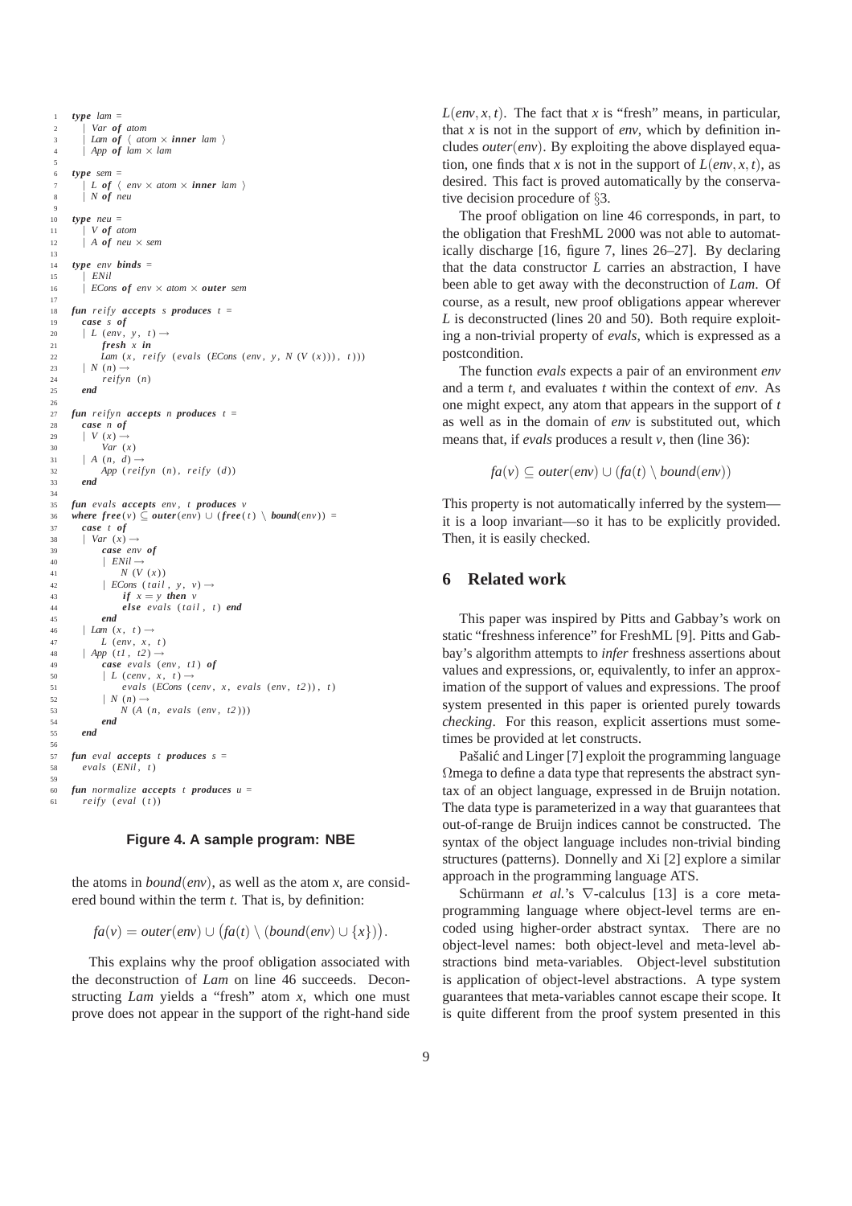```
1  type lam =
2    | Var of atom
3    | Lam of ⟨ atom × inner lam ⟩
4    | App of lam × lam
5
6  type sem =
7    | L of ⟨ env × atom × inner lam ⟩
8    | N of neu
9
10 type neu =
11   | V of atom
12   | A of neu × sem
13
14 type env binds =
15   | ENil
16   | ECons of env × atom × outer sem
17
18 fun reify accepts s produces t =
19   case s of
20   | L (env, y, t) →
21       fresh x in
22       Lam (x, reify (evals (ECons (env, y, N (V (x))), t)))
23   | N (n) →
24       reifyn (n)
25   end
26
27 fun reifyn accepts n produces t =
28   case n of
29   | V (x) →
30       Var (x)
31   | A (n, d) →
32       App (reifyn (n), reify (d))
33   end
34
35 fun evals accepts env, t produces v
36 where free(v) ⊆ outer(env) ∪ (free(t) \ bound(env)) =
37   case t of
38   | Var (x) →
39       case env of
40       | ENil →
41           N (V (x))
42       | ECons (tail, y, v) →
43           if x = y then v
44           else evals (tail, t) end
45       end
46   | Lam (x, t) →
47       L (env, x, t)
48   | App (t1, t2) →
49       case evals (env, t1) of
50       | L (cenv, x, t) →
51           evals (ECons (cenv, x, evals (env, t2)), t)
52       | N (n) →
53           N (A (n, evals (env, t2)))
54       end
55   end
56
57 fun eval accepts t produces s =
58   evals (ENil, t)
59
60 fun normalize accepts t produces u =
61   reify (eval (t))
```

**Figure 4. A sample program: NBE**

the atoms in $bound(env)$, as well as the atom $x$, are considered bound within the term $t$. That is, by definition:

$$fa(v) = outer(env) \cup \big(fa(t) \setminus (bound(env) \cup \{x\})\big).$$

This explains why the proof obligation associated with the deconstruction of *Lam* on line 46 succeeds. Deconstructing *Lam* yields a "fresh" atom $x$, which one must prove does not appear in the support of the right-hand side $L(env, x, t)$. The fact that $x$ is "fresh" means, in particular, that $x$ is not in the support of *env*, which by definition includes $outer(env)$. By exploiting the above displayed equation, one finds that $x$ is not in the support of $L(env, x, t)$, as desired. This fact is proved automatically by the conservative decision procedure of §3.

The proof obligation on line 46 corresponds, in part, to the obligation that FreshML 2000 was not able to automatically discharge [16, figure 7, lines 26–27]. By declaring that the data constructor $L$ carries an abstraction, I have been able to get away with the deconstruction of *Lam*. Of course, as a result, new proof obligations appear wherever $L$ is deconstructed (lines 20 and 50). Both require exploiting a non-trivial property of *evals*, which is expressed as a postcondition.

The function *evals* expects a pair of an environment *env* and a term $t$, and evaluates $t$ within the context of *env*. As one might expect, any atom that appears in the support of $t$ as well as in the domain of *env* is substituted out, which means that, if *evals* produces a result $v$, then (line 36):

$$fa(v) \subseteq outer(env) \cup (fa(t) \setminus bound(env))$$

This property is not automatically inferred by the system—it is a loop invariant—so it has to be explicitly provided. Then, it is easily checked.

## 6 Related work

This paper was inspired by Pitts and Gabbay's work on static "freshness inference" for FreshML [9]. Pitts and Gabbay's algorithm attempts to *infer* freshness assertions about values and expressions, or, equivalently, to infer an approximation of the support of values and expressions. The proof system presented in this paper is oriented purely towards *checking*. For this reason, explicit assertions must sometimes be provided at let constructs.

Pašalić and Linger [7] exploit the programming language Ωmega to define a data type that represents the abstract syntax of an object language, expressed in de Bruijn notation. The data type is parameterized in a way that guarantees that out-of-range de Bruijn indices cannot be constructed. The syntax of the object language includes non-trivial binding structures (patterns). Donnelly and Xi [2] explore a similar approach in the programming language ATS.

Schürmann *et al.*'s ∇-calculus [13] is a core meta-programming language where object-level terms are encoded using higher-order abstract syntax. There are no object-level names: both object-level and meta-level abstractions bind meta-variables. Object-level substitution is application of object-level abstractions. A type system guarantees that meta-variables cannot escape their scope. It is quite different from the proof system presented in this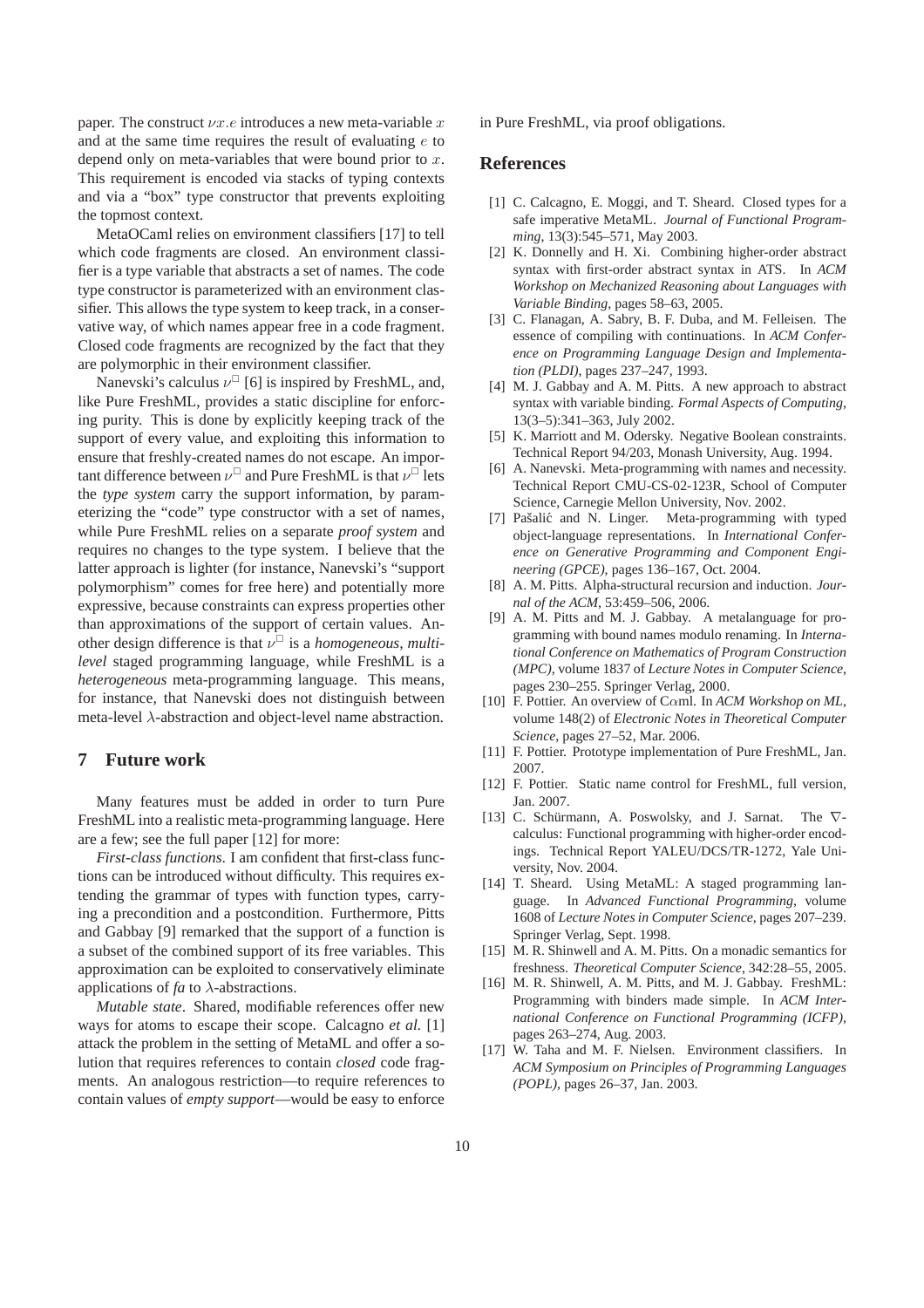paper. The construct $\nu x.e$ introduces a new meta-variable $x$ and at the same time requires the result of evaluating $e$ to depend only on meta-variables that were bound prior to $x$. This requirement is encoded via stacks of typing contexts and via a "box" type constructor that prevents exploiting the topmost context.

MetaOCaml relies on environment classifiers [17] to tell which code fragments are closed. An environment classifier is a type variable that abstracts a set of names. The code type constructor is parameterized with an environment classifier. This allows the type system to keep track, in a conservative way, of which names appear free in a code fragment. Closed code fragments are recognized by the fact that they are polymorphic in their environment classifier.

Nanevski's calculus $\nu^{\square}$ [6] is inspired by FreshML, and, like Pure FreshML, provides a static discipline for enforcing purity. This is done by explicitly keeping track of the support of every value, and exploiting this information to ensure that freshly-created names do not escape. An important difference between $\nu^{\square}$ and Pure FreshML is that $\nu^{\square}$ lets the *type system* carry the support information, by parameterizing the "code" type constructor with a set of names, while Pure FreshML relies on a separate *proof system* and requires no changes to the type system. I believe that the latter approach is lighter (for instance, Nanevski's "support polymorphism" comes for free here) and potentially more expressive, because constraints can express properties other than approximations of the support of certain values. Another design difference is that $\nu^{\square}$ is a *homogeneous*, *multi-level* staged programming language, while FreshML is a *heterogeneous* meta-programming language. This means, for instance, that Nanevski does not distinguish between meta-level $\lambda$-abstraction and object-level name abstraction.

## 7 Future work

Many features must be added in order to turn Pure FreshML into a realistic meta-programming language. Here are a few; see the full paper [12] for more:

*First-class functions.* I am confident that first-class functions can be introduced without difficulty. This requires extending the grammar of types with function types, carrying a precondition and a postcondition. Furthermore, Pitts and Gabbay [9] remarked that the support of a function is a subset of the combined support of its free variables. This approximation can be exploited to conservatively eliminate applications of *fa* to $\lambda$-abstractions.

*Mutable state.* Shared, modifiable references offer new ways for atoms to escape their scope. Calcagno *et al.* [1] attack the problem in the setting of MetaML and offer a solution that requires references to contain *closed* code fragments. An analogous restriction—to require references to contain values of *empty support*—would be easy to enforce in Pure FreshML, via proof obligations.

## References

[1] C. Calcagno, E. Moggi, and T. Sheard. Closed types for a safe imperative MetaML. *Journal of Functional Programming*, 13(3):545–571, May 2003.

[2] K. Donnelly and H. Xi. Combining higher-order abstract syntax with first-order abstract syntax in ATS. In *ACM Workshop on Mechanized Reasoning about Languages with Variable Binding*, pages 58–63, 2005.

[3] C. Flanagan, A. Sabry, B. F. Duba, and M. Felleisen. The essence of compiling with continuations. In *ACM Conference on Programming Language Design and Implementation (PLDI)*, pages 237–247, 1993.

[4] M. J. Gabbay and A. M. Pitts. A new approach to abstract syntax with variable binding. *Formal Aspects of Computing*, 13(3–5):341–363, July 2002.

[5] K. Marriott and M. Odersky. Negative Boolean constraints. Technical Report 94/203, Monash University, Aug. 1994.

[6] A. Nanevski. Meta-programming with names and necessity. Technical Report CMU-CS-02-123R, School of Computer Science, Carnegie Mellon University, Nov. 2002.

[7] Pašalić and N. Linger. Meta-programming with typed object-language representations. In *International Conference on Generative Programming and Component Engineering (GPCE)*, pages 136–167, Oct. 2004.

[8] A. M. Pitts. Alpha-structural recursion and induction. *Journal of the ACM*, 53:459–506, 2006.

[9] A. M. Pitts and M. J. Gabbay. A metalanguage for programming with bound names modulo renaming. In *International Conference on Mathematics of Program Construction (MPC)*, volume 1837 of *Lecture Notes in Computer Science*, pages 230–255. Springer Verlag, 2000.

[10] F. Pottier. An overview of C$\alpha$ml. In *ACM Workshop on ML*, volume 148(2) of *Electronic Notes in Theoretical Computer Science*, pages 27–52, Mar. 2006.

[11] F. Pottier. Prototype implementation of Pure FreshML, Jan. 2007.

[12] F. Pottier. Static name control for FreshML, full version, Jan. 2007.

[13] C. Schürmann, A. Poswolsky, and J. Sarnat. The $\nabla$-calculus: Functional programming with higher-order encodings. Technical Report YALEU/DCS/TR-1272, Yale University, Nov. 2004.

[14] T. Sheard. Using MetaML: A staged programming language. In *Advanced Functional Programming*, volume 1608 of *Lecture Notes in Computer Science*, pages 207–239. Springer Verlag, Sept. 1998.

[15] M. R. Shinwell and A. M. Pitts. On a monadic semantics for freshness. *Theoretical Computer Science*, 342:28–55, 2005.

[16] M. R. Shinwell, A. M. Pitts, and M. J. Gabbay. FreshML: Programming with binders made simple. In *ACM International Conference on Functional Programming (ICFP)*, pages 263–274, Aug. 2003.

[17] W. Taha and M. F. Nielsen. Environment classifiers. In *ACM Symposium on Principles of Programming Languages (POPL)*, pages 26–37, Jan. 2003.